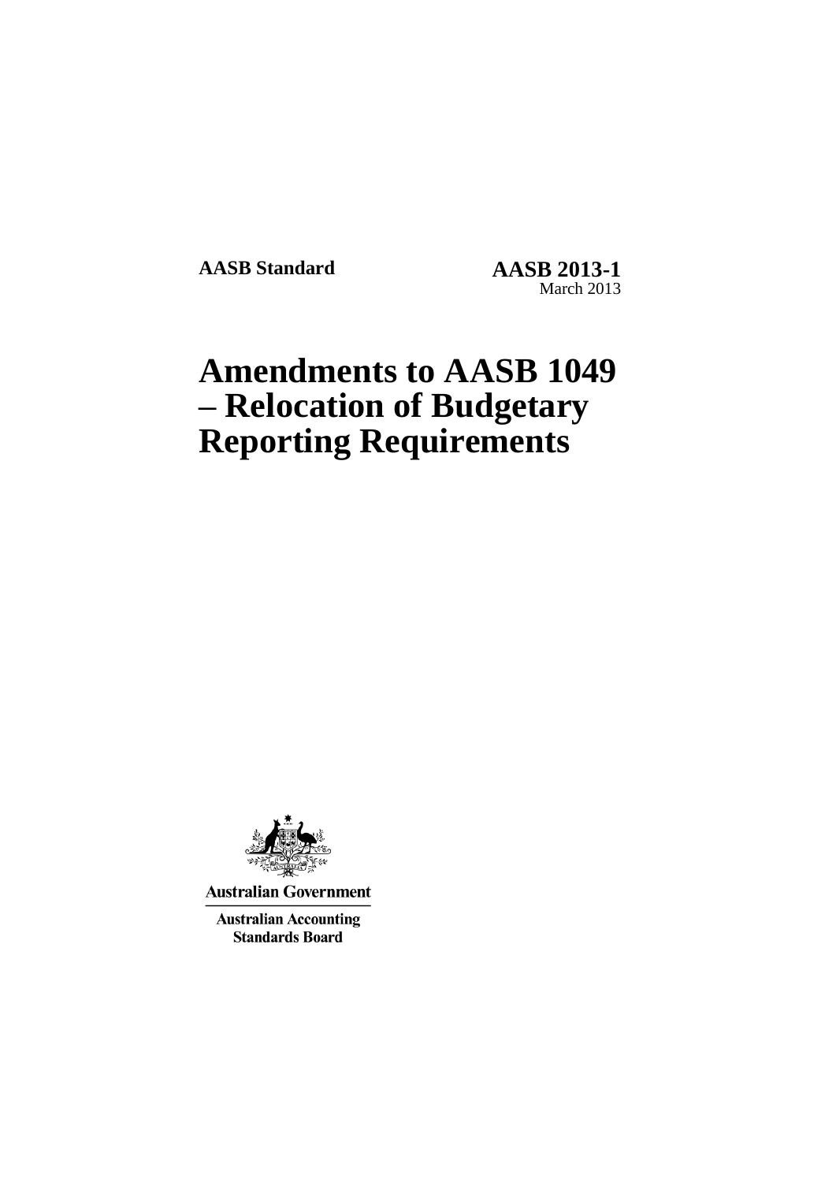**AASB Standard**

**AASB 2013-1**
March 2013

# Amendments to AASB 1049 – Relocation of Budgetary Reporting Requirements

**Australian Government**

**Australian Accounting Standards Board**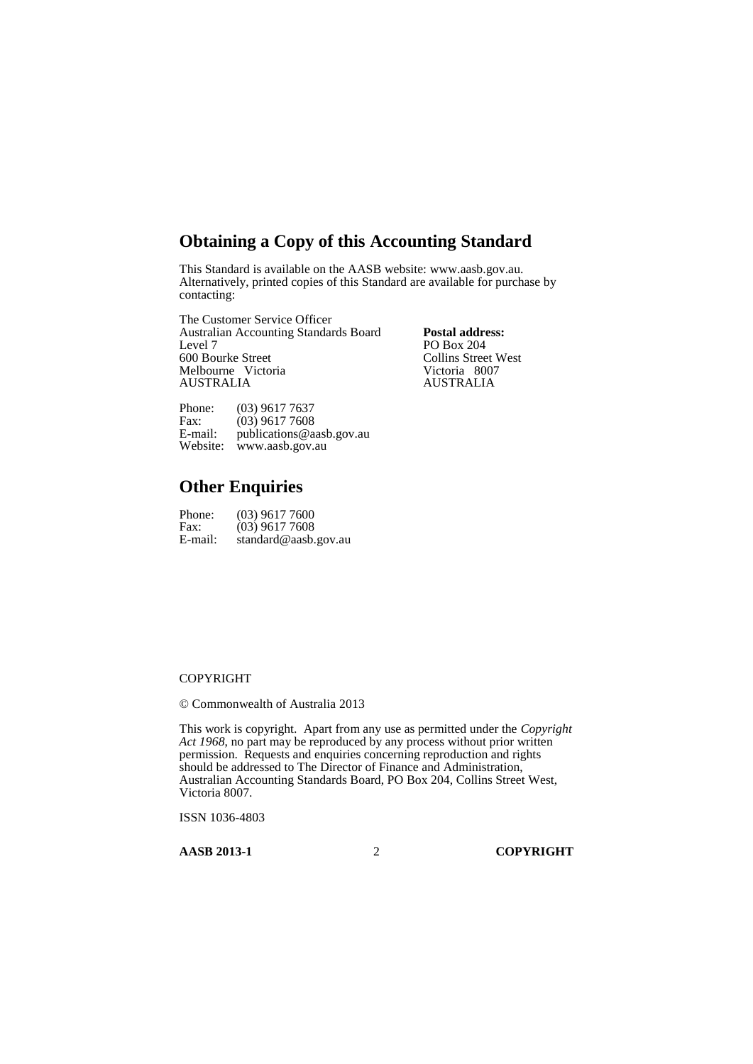## Obtaining a Copy of this Accounting Standard

This Standard is available on the AASB website: www.aasb.gov.au. Alternatively, printed copies of this Standard are available for purchase by contacting:

The Customer Service Officer
Australian Accounting Standards Board
Level 7
600 Bourke Street
Melbourne Victoria
AUSTRALIA

**Postal address:**
PO Box 204
Collins Street West
Victoria 8007
AUSTRALIA

Phone: (03) 9617 7637
Fax: (03) 9617 7608
E-mail: publications@aasb.gov.au
Website: www.aasb.gov.au

## Other Enquiries

Phone: (03) 9617 7600
Fax: (03) 9617 7608
E-mail: standard@aasb.gov.au

COPYRIGHT

© Commonwealth of Australia 2013

This work is copyright. Apart from any use as permitted under the *Copyright Act 1968*, no part may be reproduced by any process without prior written permission. Requests and enquiries concerning reproduction and rights should be addressed to The Director of Finance and Administration, Australian Accounting Standards Board, PO Box 204, Collins Street West, Victoria 8007.

ISSN 1036-4803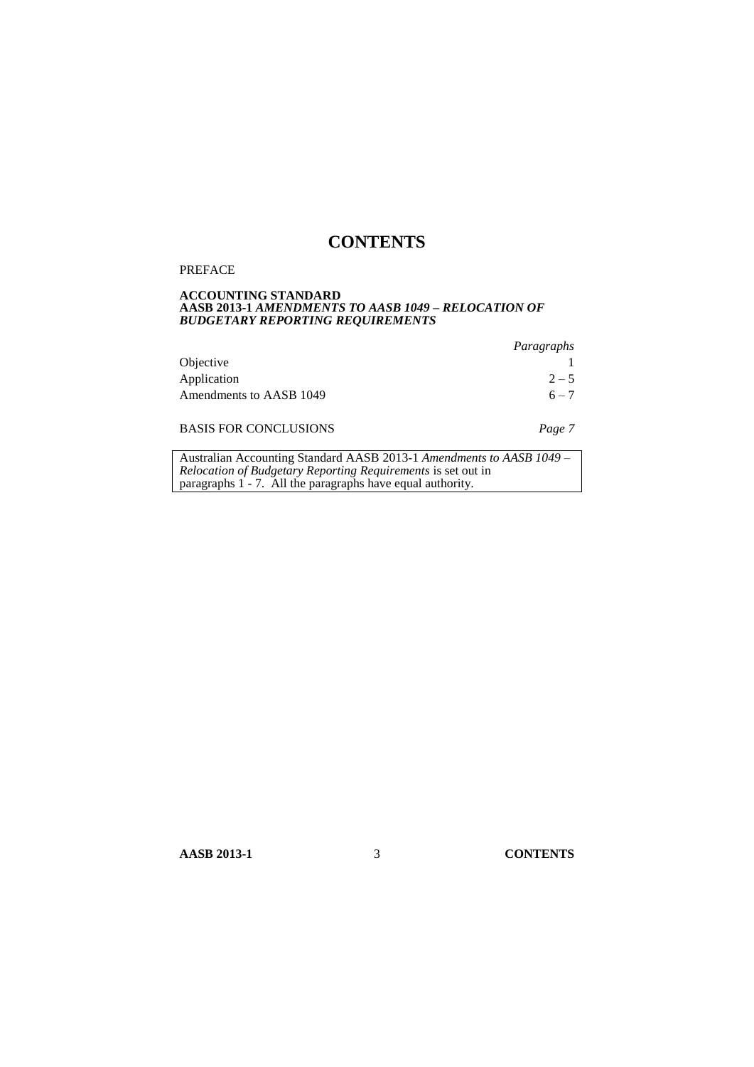# CONTENTS

PREFACE

**ACCOUNTING STANDARD**
**AASB 2013-1** ***AMENDMENTS TO AASB 1049 – RELOCATION OF BUDGETARY REPORTING REQUIREMENTS***

| | *Paragraphs* |
|---|---|
| Objective | 1 |
| Application | 2 – 5 |
| Amendments to AASB 1049 | 6 – 7 |

BASIS FOR CONCLUSIONS *Page 7*

Australian Accounting Standard AASB 2013-1 *Amendments to AASB 1049 – Relocation of Budgetary Reporting Requirements* is set out in paragraphs 1 - 7. All the paragraphs have equal authority.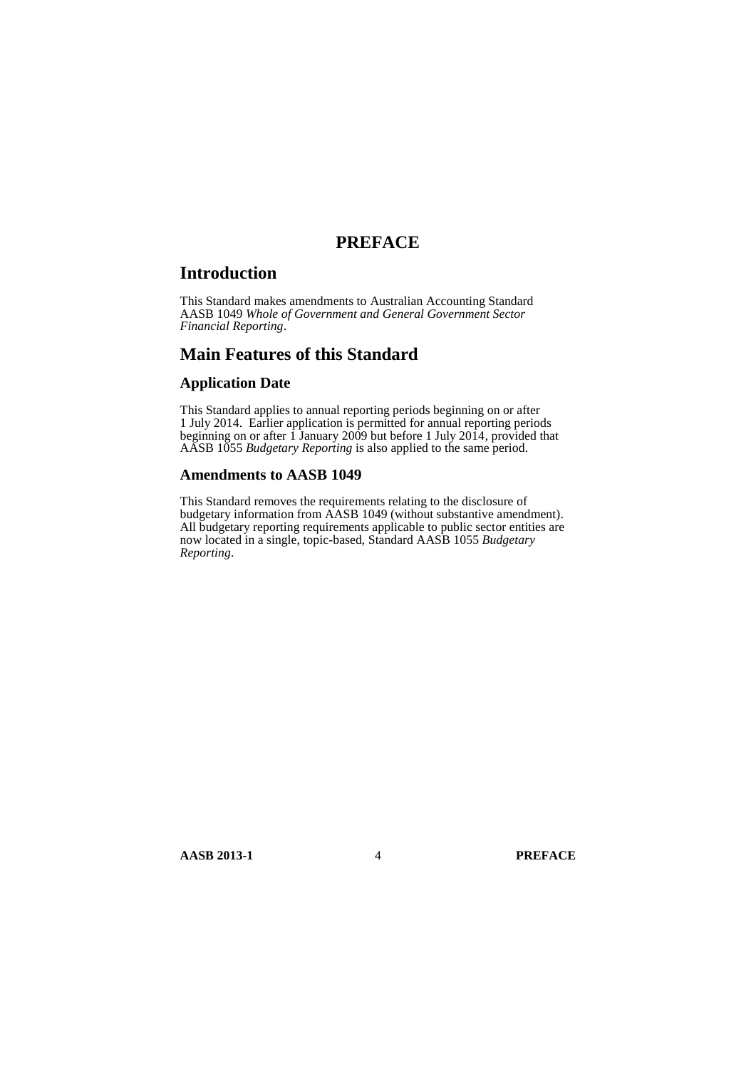# PREFACE

## Introduction

This Standard makes amendments to Australian Accounting Standard AASB 1049 *Whole of Government and General Government Sector Financial Reporting*.

## Main Features of this Standard

### Application Date

This Standard applies to annual reporting periods beginning on or after 1 July 2014. Earlier application is permitted for annual reporting periods beginning on or after 1 January 2009 but before 1 July 2014, provided that AASB 1055 *Budgetary Reporting* is also applied to the same period.

### Amendments to AASB 1049

This Standard removes the requirements relating to the disclosure of budgetary information from AASB 1049 (without substantive amendment). All budgetary reporting requirements applicable to public sector entities are now located in a single, topic-based, Standard AASB 1055 *Budgetary Reporting*.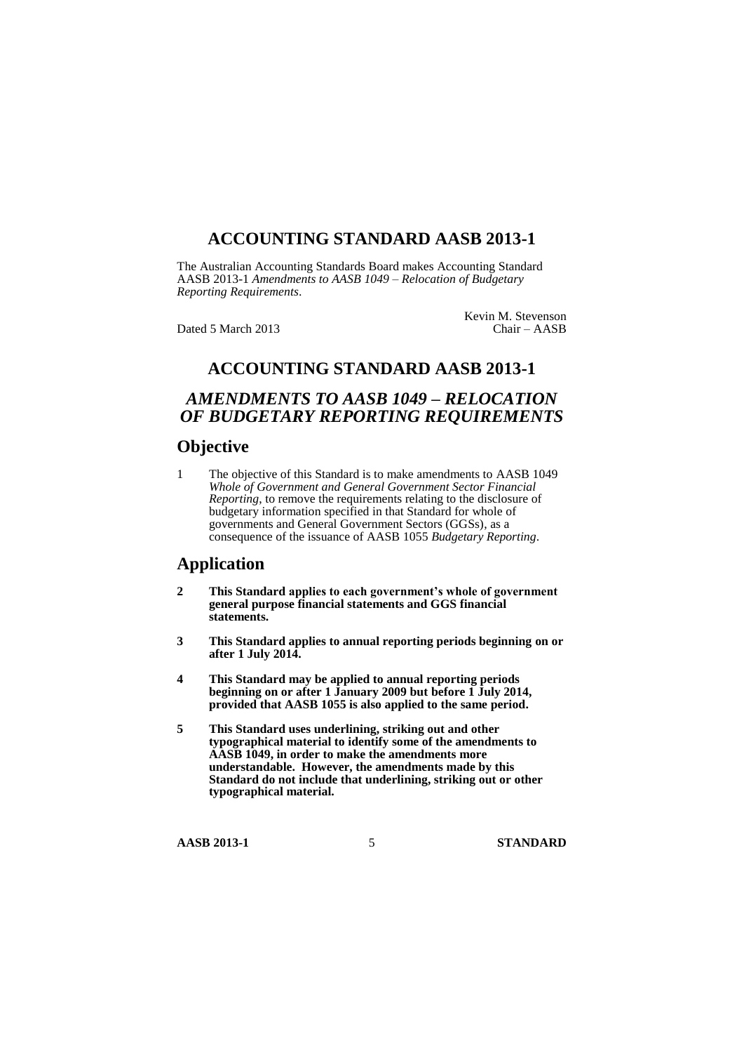# ACCOUNTING STANDARD AASB 2013-1

The Australian Accounting Standards Board makes Accounting Standard AASB 2013-1 *Amendments to AASB 1049 – Relocation of Budgetary Reporting Requirements*.

Dated 5 March 2013

Kevin M. Stevenson
Chair – AASB

# ACCOUNTING STANDARD AASB 2013-1

## *AMENDMENTS TO AASB 1049 – RELOCATION OF BUDGETARY REPORTING REQUIREMENTS*

## Objective

1 The objective of this Standard is to make amendments to AASB 1049 *Whole of Government and General Government Sector Financial Reporting*, to remove the requirements relating to the disclosure of budgetary information specified in that Standard for whole of governments and General Government Sectors (GGSs), as a consequence of the issuance of AASB 1055 *Budgetary Reporting*.

## Application

**2 This Standard applies to each government's whole of government general purpose financial statements and GGS financial statements.**

**3 This Standard applies to annual reporting periods beginning on or after 1 July 2014.**

**4 This Standard may be applied to annual reporting periods beginning on or after 1 January 2009 but before 1 July 2014, provided that AASB 1055 is also applied to the same period.**

**5 This Standard uses underlining, striking out and other typographical material to identify some of the amendments to AASB 1049, in order to make the amendments more understandable. However, the amendments made by this Standard do not include that underlining, striking out or other typographical material.**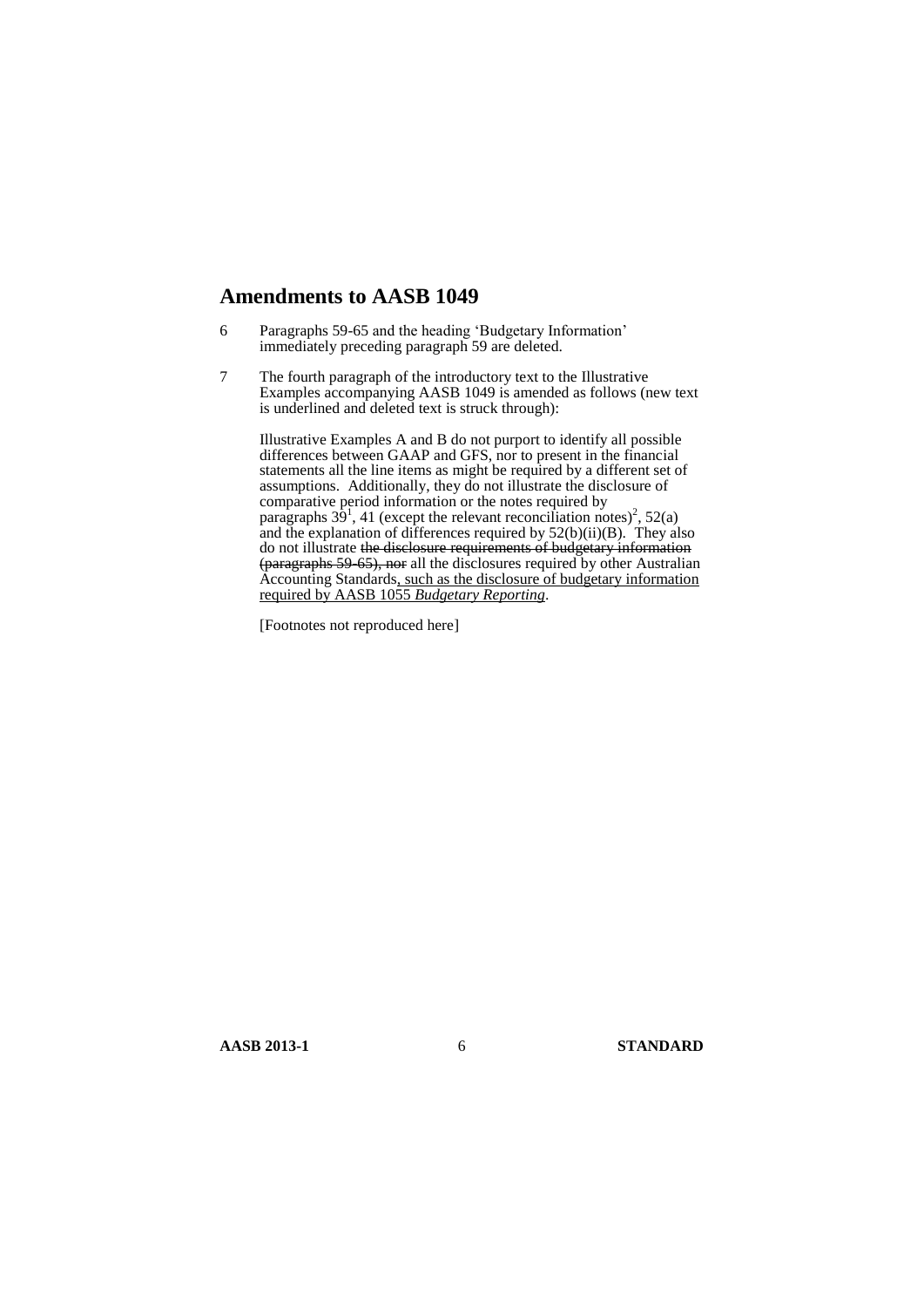## Amendments to AASB 1049

6 Paragraphs 59-65 and the heading ‘Budgetary Information’ immediately preceding paragraph 59 are deleted.

7 The fourth paragraph of the introductory text to the Illustrative Examples accompanying AASB 1049 is amended as follows (new text is underlined and deleted text is struck through):

Illustrative Examples A and B do not purport to identify all possible differences between GAAP and GFS, nor to present in the financial statements all the line items as might be required by a different set of assumptions. Additionally, they do not illustrate the disclosure of comparative period information or the notes required by paragraphs 39[1], 41 (except the relevant reconciliation notes)[2], 52(a) and the explanation of differences required by 52(b)(ii)(B). They also do not illustrate ~~the disclosure requirements of budgetary information (paragraphs 59-65), nor~~ all the disclosures required by other Australian Accounting Standards<u>, such as the disclosure of budgetary information required by AASB 1055 *Budgetary Reporting*</u>.

[Footnotes not reproduced here]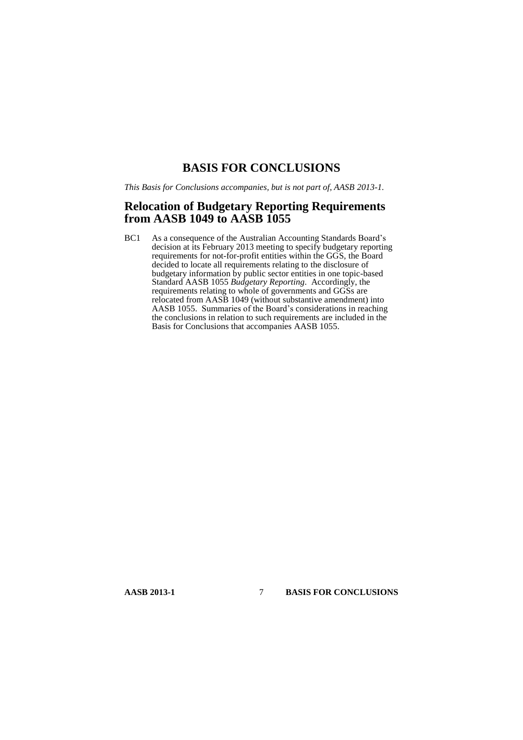# BASIS FOR CONCLUSIONS

*This Basis for Conclusions accompanies, but is not part of, AASB 2013-1.*

## Relocation of Budgetary Reporting Requirements from AASB 1049 to AASB 1055

BC1 As a consequence of the Australian Accounting Standards Board's decision at its February 2013 meeting to specify budgetary reporting requirements for not-for-profit entities within the GGS, the Board decided to locate all requirements relating to the disclosure of budgetary information by public sector entities in one topic-based Standard AASB 1055 *Budgetary Reporting*. Accordingly, the requirements relating to whole of governments and GGSs are relocated from AASB 1049 (without substantive amendment) into AASB 1055. Summaries of the Board's considerations in reaching the conclusions in relation to such requirements are included in the Basis for Conclusions that accompanies AASB 1055.